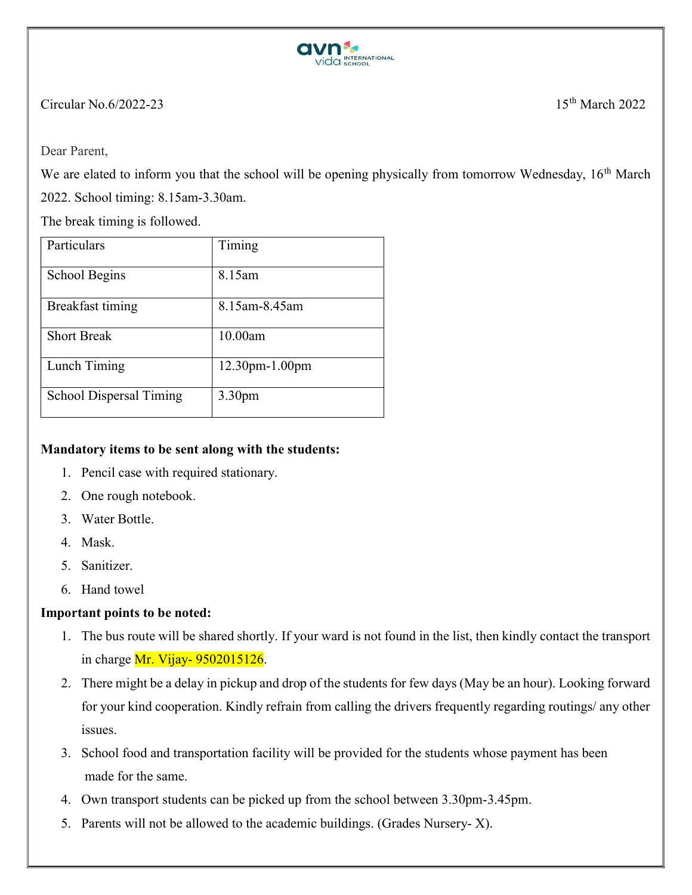Circular No.6/2022-23

15th March 2022

Dear Parent,

We are elated to inform you that the school will be opening physically from tomorrow Wednesday, 16th March 2022. School timing: 8.15am-3.30am.

The break timing is followed.

| Particulars | Timing |
| --- | --- |
| School Begins | 8.15am |
| Breakfast timing | 8.15am-8.45am |
| Short Break | 10.00am |
| Lunch Timing | 12.30pm-1.00pm |
| School Dispersal Timing | 3.30pm |

**Mandatory items to be sent along with the students:**

1. Pencil case with required stationary.
2. One rough notebook.
3. Water Bottle.
4. Mask.
5. Sanitizer.
6. Hand towel

**Important points to be noted:**

1. The bus route will be shared shortly. If your ward is not found in the list, then kindly contact the transport in charge Mr. Vijay- 9502015126.
2. There might be a delay in pickup and drop of the students for few days (May be an hour). Looking forward for your kind cooperation. Kindly refrain from calling the drivers frequently regarding routings/ any other issues.
3. School food and transportation facility will be provided for the students whose payment has been made for the same.
4. Own transport students can be picked up from the school between 3.30pm-3.45pm.
5. Parents will not be allowed to the academic buildings. (Grades Nursery- X).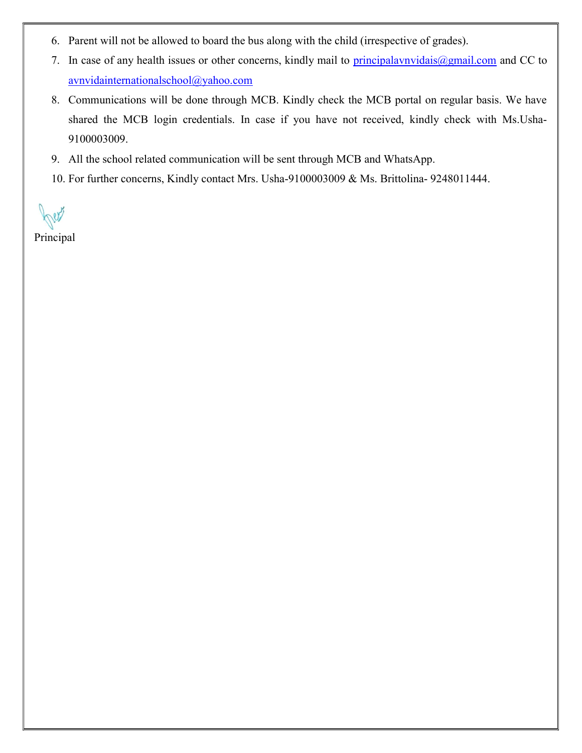6. Parent will not be allowed to board the bus along with the child (irrespective of grades).
7. In case of any health issues or other concerns, kindly mail to principalavnvidais@gmail.com and CC to avnvidainternationalschool@yahoo.com
8. Communications will be done through MCB. Kindly check the MCB portal on regular basis. We have shared the MCB login credentials. In case if you have not received, kindly check with Ms.Usha- 9100003009.
9. All the school related communication will be sent through MCB and WhatsApp.
10. For further concerns, Kindly contact Mrs. Usha-9100003009 & Ms. Brittolina- 9248011444.

Principal